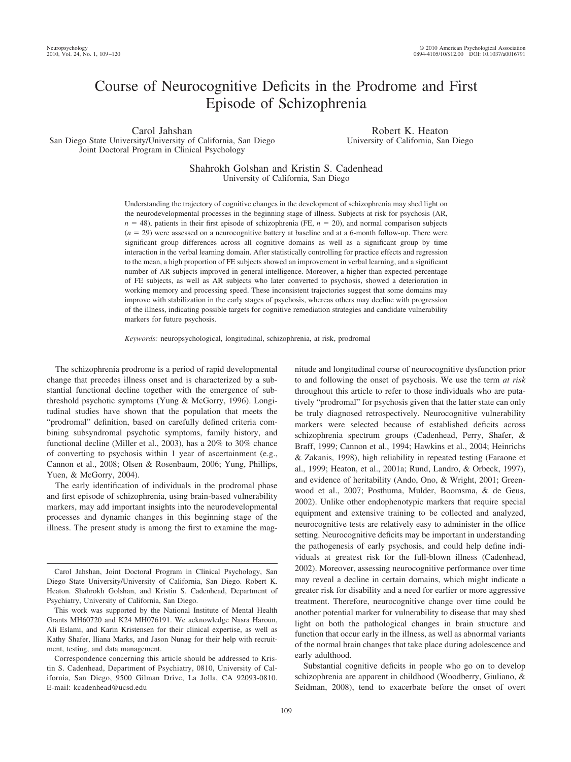# Course of Neurocognitive Deficits in the Prodrome and First Episode of Schizophrenia

Carol Jahshan
San Diego State University/University of California, San Diego Joint Doctoral Program in Clinical Psychology

Robert K. Heaton
University of California, San Diego

Shahrokh Golshan and Kristin S. Cadenhead
University of California, San Diego

Understanding the trajectory of cognitive changes in the development of schizophrenia may shed light on the neurodevelopmental processes in the beginning stage of illness. Subjects at risk for psychosis (AR, $n = 48$), patients in their first episode of schizophrenia (FE, $n = 20$), and normal comparison subjects ($n = 29$) were assessed on a neurocognitive battery at baseline and at a 6-month follow-up. There were significant group differences across all cognitive domains as well as a significant group by time interaction in the verbal learning domain. After statistically controlling for practice effects and regression to the mean, a high proportion of FE subjects showed an improvement in verbal learning, and a significant number of AR subjects improved in general intelligence. Moreover, a higher than expected percentage of FE subjects, as well as AR subjects who later converted to psychosis, showed a deterioration in working memory and processing speed. These inconsistent trajectories suggest that some domains may improve with stabilization in the early stages of psychosis, whereas others may decline with progression of the illness, indicating possible targets for cognitive remediation strategies and candidate vulnerability markers for future psychosis.

*Keywords:* neuropsychological, longitudinal, schizophrenia, at risk, prodromal

The schizophrenia prodrome is a period of rapid developmental change that precedes illness onset and is characterized by a substantial functional decline together with the emergence of subthreshold psychotic symptoms (Yung & McGorry, 1996). Longitudinal studies have shown that the population that meets the "prodromal" definition, based on carefully defined criteria combining subsyndromal psychotic symptoms, family history, and functional decline (Miller et al., 2003), has a 20% to 30% chance of converting to psychosis within 1 year of ascertainment (e.g., Cannon et al., 2008; Olsen & Rosenbaum, 2006; Yung, Phillips, Yuen, & McGorry, 2004).

The early identification of individuals in the prodromal phase and first episode of schizophrenia, using brain-based vulnerability markers, may add important insights into the neurodevelopmental processes and dynamic changes in this beginning stage of the illness. The present study is among the first to examine the magnitude and longitudinal course of neurocognitive dysfunction prior to and following the onset of psychosis. We use the term *at risk* throughout this article to refer to those individuals who are putatively "prodromal" for psychosis given that the latter state can only be truly diagnosed retrospectively. Neurocognitive vulnerability markers were selected because of established deficits across schizophrenia spectrum groups (Cadenhead, Perry, Shafer, & Braff, 1999; Cannon et al., 1994; Hawkins et al., 2004; Heinrichs & Zakanis, 1998), high reliability in repeated testing (Faraone et al., 1999; Heaton, et al., 2001a; Rund, Landro, & Orbeck, 1997), and evidence of heritability (Ando, Ono, & Wright, 2001; Greenwood et al., 2007; Posthuma, Mulder, Boomsma, & de Geus, 2002). Unlike other endophenotypic markers that require special equipment and extensive training to be collected and analyzed, neurocognitive tests are relatively easy to administer in the office setting. Neurocognitive deficits may be important in understanding the pathogenesis of early psychosis, and could help define individuals at greatest risk for the full-blown illness (Cadenhead, 2002). Moreover, assessing neurocognitive performance over time may reveal a decline in certain domains, which might indicate a greater risk for disability and a need for earlier or more aggressive treatment. Therefore, neurocognitive change over time could be another potential marker for vulnerability to disease that may shed light on both the pathological changes in brain structure and function that occur early in the illness, as well as abnormal variants of the normal brain changes that take place during adolescence and early adulthood.

Substantial cognitive deficits in people who go on to develop schizophrenia are apparent in childhood (Woodberry, Giuliano, & Seidman, 2008), tend to exacerbate before the onset of overt

---

Carol Jahshan, Joint Doctoral Program in Clinical Psychology, San Diego State University/University of California, San Diego. Robert K. Heaton. Shahrokh Golshan, and Kristin S. Cadenhead, Department of Psychiatry, University of California, San Diego.

This work was supported by the National Institute of Mental Health Grants MH60720 and K24 MH076191. We acknowledge Nasra Haroun, Ali Eslami, and Karin Kristensen for their clinical expertise, as well as Kathy Shafer, Iliana Marks, and Jason Nunag for their help with recruitment, testing, and data management.

Correspondence concerning this article should be addressed to Kristin S. Cadenhead, Department of Psychiatry, 0810, University of California, San Diego, 9500 Gilman Drive, La Jolla, CA 92093-0810. E-mail: kcadenhead@ucsd.edu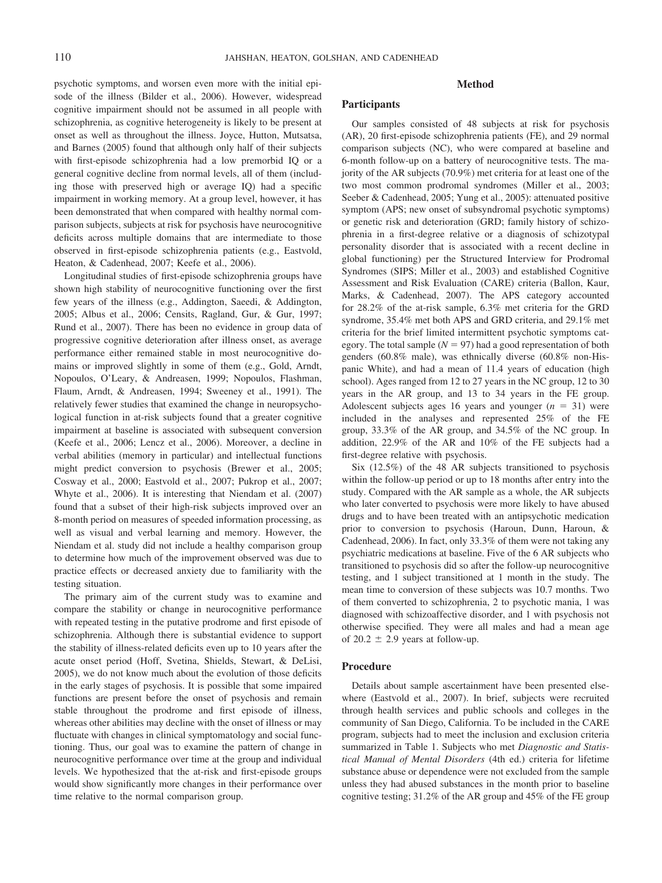psychotic symptoms, and worsen even more with the initial episode of the illness (Bilder et al., 2006). However, widespread cognitive impairment should not be assumed in all people with schizophrenia, as cognitive heterogeneity is likely to be present at onset as well as throughout the illness. Joyce, Hutton, Mutsatsa, and Barnes (2005) found that although only half of their subjects with first-episode schizophrenia had a low premorbid IQ or a general cognitive decline from normal levels, all of them (including those with preserved high or average IQ) had a specific impairment in working memory. At a group level, however, it has been demonstrated that when compared with healthy normal comparison subjects, subjects at risk for psychosis have neurocognitive deficits across multiple domains that are intermediate to those observed in first-episode schizophrenia patients (e.g., Eastvold, Heaton, & Cadenhead, 2007; Keefe et al., 2006).

Longitudinal studies of first-episode schizophrenia groups have shown high stability of neurocognitive functioning over the first few years of the illness (e.g., Addington, Saeedi, & Addington, 2005; Albus et al., 2006; Censits, Ragland, Gur, & Gur, 1997; Rund et al., 2007). There has been no evidence in group data of progressive cognitive deterioration after illness onset, as average performance either remained stable in most neurocognitive domains or improved slightly in some of them (e.g., Gold, Arndt, Nopoulos, O'Leary, & Andreasen, 1999; Nopoulos, Flashman, Flaum, Arndt, & Andreasen, 1994; Sweeney et al., 1991). The relatively fewer studies that examined the change in neuropsychological function in at-risk subjects found that a greater cognitive impairment at baseline is associated with subsequent conversion (Keefe et al., 2006; Lencz et al., 2006). Moreover, a decline in verbal abilities (memory in particular) and intellectual functions might predict conversion to psychosis (Brewer et al., 2005; Cosway et al., 2000; Eastvold et al., 2007; Pukrop et al., 2007; Whyte et al., 2006). It is interesting that Niendam et al. (2007) found that a subset of their high-risk subjects improved over an 8-month period on measures of speeded information processing, as well as visual and verbal learning and memory. However, the Niendam et al. study did not include a healthy comparison group to determine how much of the improvement observed was due to practice effects or decreased anxiety due to familiarity with the testing situation.

The primary aim of the current study was to examine and compare the stability or change in neurocognitive performance with repeated testing in the putative prodrome and first episode of schizophrenia. Although there is substantial evidence to support the stability of illness-related deficits even up to 10 years after the acute onset period (Hoff, Svetina, Shields, Stewart, & DeLisi, 2005), we do not know much about the evolution of those deficits in the early stages of psychosis. It is possible that some impaired functions are present before the onset of psychosis and remain stable throughout the prodrome and first episode of illness, whereas other abilities may decline with the onset of illness or may fluctuate with changes in clinical symptomatology and social functioning. Thus, our goal was to examine the pattern of change in neurocognitive performance over time at the group and individual levels. We hypothesized that the at-risk and first-episode groups would show significantly more changes in their performance over time relative to the normal comparison group.

## Method

### Participants

Our samples consisted of 48 subjects at risk for psychosis (AR), 20 first-episode schizophrenia patients (FE), and 29 normal comparison subjects (NC), who were compared at baseline and 6-month follow-up on a battery of neurocognitive tests. The majority of the AR subjects (70.9%) met criteria for at least one of the two most common prodromal syndromes (Miller et al., 2003; Seeber & Cadenhead, 2005; Yung et al., 2005): attenuated positive symptom (APS; new onset of subsyndromal psychotic symptoms) or genetic risk and deterioration (GRD; family history of schizophrenia in a first-degree relative or a diagnosis of schizotypal personality disorder that is associated with a recent decline in global functioning) per the Structured Interview for Prodromal Syndromes (SIPS; Miller et al., 2003) and established Cognitive Assessment and Risk Evaluation (CARE) criteria (Ballon, Kaur, Marks, & Cadenhead, 2007). The APS category accounted for 28.2% of the at-risk sample, 6.3% met criteria for the GRD syndrome, 35.4% met both APS and GRD criteria, and 29.1% met criteria for the brief limited intermittent psychotic symptoms category. The total sample ($N = 97$) had a good representation of both genders (60.8% male), was ethnically diverse (60.8% non-Hispanic White), and had a mean of 11.4 years of education (high school). Ages ranged from 12 to 27 years in the NC group, 12 to 30 years in the AR group, and 13 to 34 years in the FE group. Adolescent subjects ages 16 years and younger ($n = 31$) were included in the analyses and represented 25% of the FE group, 33.3% of the AR group, and 34.5% of the NC group. In addition, 22.9% of the AR and 10% of the FE subjects had a first-degree relative with psychosis.

Six (12.5%) of the 48 AR subjects transitioned to psychosis within the follow-up period or up to 18 months after entry into the study. Compared with the AR sample as a whole, the AR subjects who later converted to psychosis were more likely to have abused drugs and to have been treated with an antipsychotic medication prior to conversion to psychosis (Haroun, Dunn, Haroun, & Cadenhead, 2006). In fact, only 33.3% of them were not taking any psychiatric medications at baseline. Five of the 6 AR subjects who transitioned to psychosis did so after the follow-up neurocognitive testing, and 1 subject transitioned at 1 month in the study. The mean time to conversion of these subjects was 10.7 months. Two of them converted to schizophrenia, 2 to psychotic mania, 1 was diagnosed with schizoaffective disorder, and 1 with psychosis not otherwise specified. They were all males and had a mean age of $20.2 \pm 2.9$ years at follow-up.

### Procedure

Details about sample ascertainment have been presented elsewhere (Eastvold et al., 2007). In brief, subjects were recruited through health services and public schools and colleges in the community of San Diego, California. To be included in the CARE program, subjects had to meet the inclusion and exclusion criteria summarized in Table 1. Subjects who met *Diagnostic and Statistical Manual of Mental Disorders* (4th ed.) criteria for lifetime substance abuse or dependence were not excluded from the sample unless they had abused substances in the month prior to baseline cognitive testing; 31.2% of the AR group and 45% of the FE group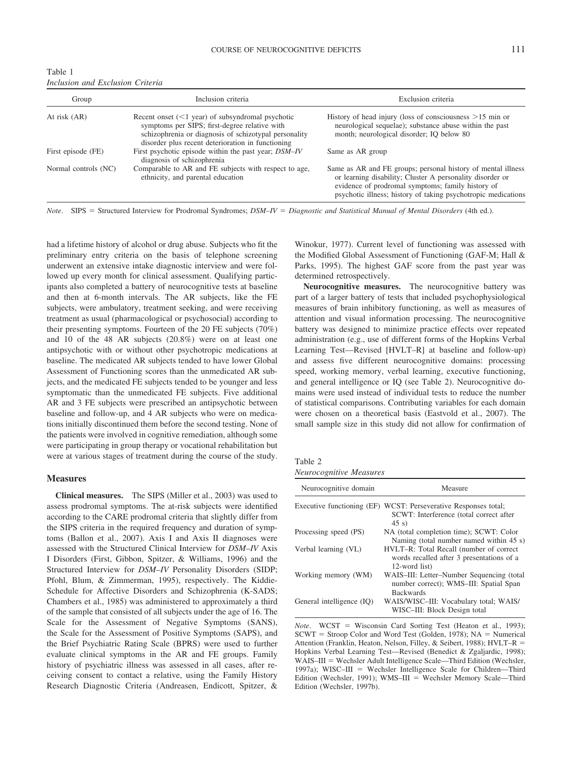Table 1
*Inclusion and Exclusion Criteria*

| Group | Inclusion criteria | Exclusion criteria |
|---|---|---|
| At risk (AR) | Recent onset (<1 year) of subsyndromal psychotic symptoms per SIPS; first-degree relative with schizophrenia or diagnosis of schizotypal personality disorder plus recent deterioration in functioning | History of head injury (loss of consciousness >15 min or neurological sequelae); substance abuse within the past month; neurological disorder; IQ below 80 |
| First episode (FE) | First psychotic episode within the past year; *DSM–IV* diagnosis of schizophrenia | Same as AR group |
| Normal controls (NC) | Comparable to AR and FE subjects with respect to age, ethnicity, and parental education | Same as AR and FE groups; personal history of mental illness or learning disability; Cluster A personality disorder or evidence of prodromal symptoms; family history of psychotic illness; history of taking psychotropic medications |

*Note*. SIPS = Structured Interview for Prodromal Syndromes; *DSM–IV* = *Diagnostic and Statistical Manual of Mental Disorders* (4th ed.).

had a lifetime history of alcohol or drug abuse. Subjects who fit the preliminary entry criteria on the basis of telephone screening underwent an extensive intake diagnostic interview and were followed up every month for clinical assessment. Qualifying participants also completed a battery of neurocognitive tests at baseline and then at 6-month intervals. The AR subjects, like the FE subjects, were ambulatory, treatment seeking, and were receiving treatment as usual (pharmacological or psychosocial) according to their presenting symptoms. Fourteen of the 20 FE subjects (70%) and 10 of the 48 AR subjects (20.8%) were on at least one antipsychotic with or without other psychotropic medications at baseline. The medicated AR subjects tended to have lower Global Assessment of Functioning scores than the unmedicated AR subjects, and the medicated FE subjects tended to be younger and less symptomatic than the unmedicated FE subjects. Five additional AR and 3 FE subjects were prescribed an antipsychotic between baseline and follow-up, and 4 AR subjects who were on medications initially discontinued them before the second testing. None of the patients were involved in cognitive remediation, although some were participating in group therapy or vocational rehabilitation but were at various stages of treatment during the course of the study.

## Measures

**Clinical measures.** The SIPS (Miller et al., 2003) was used to assess prodromal symptoms. The at-risk subjects were identified according to the CARE prodromal criteria that slightly differ from the SIPS criteria in the required frequency and duration of symptoms (Ballon et al., 2007). Axis I and Axis II diagnoses were assessed with the Structured Clinical Interview for *DSM–IV* Axis I Disorders (First, Gibbon, Spitzer, & Williams, 1996) and the Structured Interview for *DSM–IV* Personality Disorders (SIDP; Pfohl, Blum, & Zimmerman, 1995), respectively. The Kiddie-Schedule for Affective Disorders and Schizophrenia (K-SADS; Chambers et al., 1985) was administered to approximately a third of the sample that consisted of all subjects under the age of 16. The Scale for the Assessment of Negative Symptoms (SANS), the Scale for the Assessment of Positive Symptoms (SAPS), and the Brief Psychiatric Rating Scale (BPRS) were used to further evaluate clinical symptoms in the AR and FE groups. Family history of psychiatric illness was assessed in all cases, after receiving consent to contact a relative, using the Family History Research Diagnostic Criteria (Andreasen, Endicott, Spitzer, & Winokur, 1977). Current level of functioning was assessed with the Modified Global Assessment of Functioning (GAF-M; Hall & Parks, 1995). The highest GAF score from the past year was determined retrospectively.

**Neurocognitive measures.** The neurocognitive battery was part of a larger battery of tests that included psychophysiological measures of brain inhibitory functioning, as well as measures of attention and visual information processing. The neurocognitive battery was designed to minimize practice effects over repeated administration (e.g., use of different forms of the Hopkins Verbal Learning Test—Revised [HVLT–R] at baseline and follow-up) and assess five different neurocognitive domains: processing speed, working memory, verbal learning, executive functioning, and general intelligence or IQ (see Table 2). Neurocognitive domains were used instead of individual tests to reduce the number of statistical comparisons. Contributing variables for each domain were chosen on a theoretical basis (Eastvold et al., 2007). The small sample size in this study did not allow for confirmation of

Table 2
*Neurocognitive Measures*

| Neurocognitive domain | Measure |
|---|---|
| Executive functioning (EF) | WCST: Perseverative Responses total; SCWT: Interference (total correct after 45 s) |
| Processing speed (PS) | NA (total completion time); SCWT: Color Naming (total number named within 45 s) |
| Verbal learning (VL) | HVLT–R: Total Recall (number of correct words recalled after 3 presentations of a 12-word list) |
| Working memory (WM) | WAIS–III: Letter–Number Sequencing (total number correct); WMS–III: Spatial Span Backwards |
| General intelligence (IQ) | WAIS/WISC–III: Vocabulary total; WAIS/WISC–III: Block Design total |

*Note*. WCST = Wisconsin Card Sorting Test (Heaton et al., 1993); SCWT = Stroop Color and Word Test (Golden, 1978); NA = Numerical Attention (Franklin, Heaton, Nelson, Filley, & Seibert, 1988); HVLT–R = Hopkins Verbal Learning Test—Revised (Benedict & Zgaljardic, 1998); WAIS–III = Wechsler Adult Intelligence Scale—Third Edition (Wechsler, 1997a); WISC–III = Wechsler Intelligence Scale for Children—Third Edition (Wechsler, 1991); WMS–III = Wechsler Memory Scale—Third Edition (Wechsler, 1997b).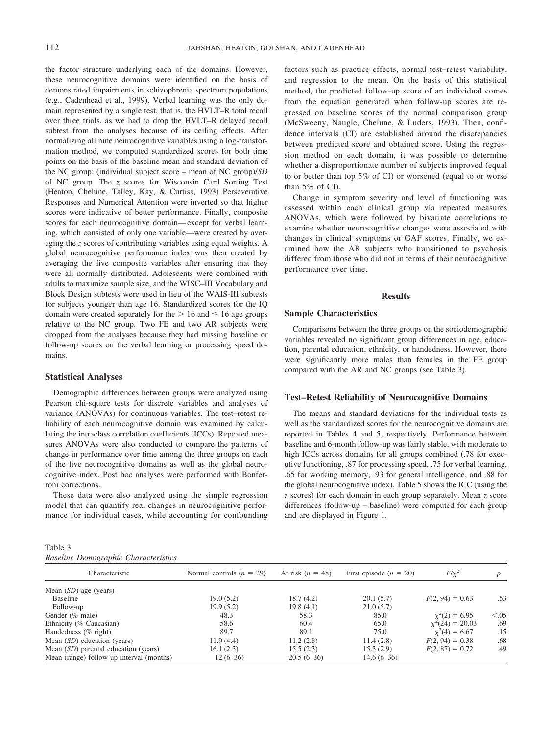the factor structure underlying each of the domains. However, these neurocognitive domains were identified on the basis of demonstrated impairments in schizophrenia spectrum populations (e.g., Cadenhead et al., 1999). Verbal learning was the only domain represented by a single test, that is, the HVLT–R total recall over three trials, as we had to drop the HVLT–R delayed recall subtest from the analyses because of its ceiling effects. After normalizing all nine neurocognitive variables using a log-transformation method, we computed standardized scores for both time points on the basis of the baseline mean and standard deviation of the NC group: (individual subject score – mean of NC group)/*SD* of NC group. The *z* scores for Wisconsin Card Sorting Test (Heaton, Chelune, Talley, Kay, & Curtiss, 1993) Perseverative Responses and Numerical Attention were inverted so that higher scores were indicative of better performance. Finally, composite scores for each neurocognitive domain—except for verbal learning, which consisted of only one variable—were created by averaging the *z* scores of contributing variables using equal weights. A global neurocognitive performance index was then created by averaging the five composite variables after ensuring that they were all normally distributed. Adolescents were combined with adults to maximize sample size, and the WISC–III Vocabulary and Block Design subtests were used in lieu of the WAIS-III subtests for subjects younger than age 16. Standardized scores for the IQ domain were created separately for the > 16 and ≤ 16 age groups relative to the NC group. Two FE and two AR subjects were dropped from the analyses because they had missing baseline or follow-up scores on the verbal learning or processing speed domains.

### Statistical Analyses

Demographic differences between groups were analyzed using Pearson chi-square tests for discrete variables and analyses of variance (ANOVAs) for continuous variables. The test–retest reliability of each neurocognitive domain was examined by calculating the intraclass correlation coefficients (ICCs). Repeated measures ANOVAs were also conducted to compare the patterns of change in performance over time among the three groups on each of the five neurocognitive domains as well as the global neurocognitive index. Post hoc analyses were performed with Bonferroni corrections.

These data were also analyzed using the simple regression model that can quantify real changes in neurocognitive performance for individual cases, while accounting for confounding factors such as practice effects, normal test–retest variability, and regression to the mean. On the basis of this statistical method, the predicted follow-up score of an individual comes from the equation generated when follow-up scores are regressed on baseline scores of the normal comparison group (McSweeny, Naugle, Chelune, & Luders, 1993). Then, confidence intervals (CI) are established around the discrepancies between predicted score and obtained score. Using the regression method on each domain, it was possible to determine whether a disproportionate number of subjects improved (equal to or better than top 5% of CI) or worsened (equal to or worse than 5% of CI).

Change in symptom severity and level of functioning was assessed within each clinical group via repeated measures ANOVAs, which were followed by bivariate correlations to examine whether neurocognitive changes were associated with changes in clinical symptoms or GAF scores. Finally, we examined how the AR subjects who transitioned to psychosis differed from those who did not in terms of their neurocognitive performance over time.

## Results

### Sample Characteristics

Comparisons between the three groups on the sociodemographic variables revealed no significant group differences in age, education, parental education, ethnicity, or handedness. However, there were significantly more males than females in the FE group compared with the AR and NC groups (see Table 3).

### Test–Retest Reliability of Neurocognitive Domains

The means and standard deviations for the individual tests as well as the standardized scores for the neurocognitive domains are reported in Tables 4 and 5, respectively. Performance between baseline and 6-month follow-up was fairly stable, with moderate to high ICCs across domains for all groups combined (.78 for executive functioning, .87 for processing speed, .75 for verbal learning, .65 for working memory, .93 for general intelligence, and .88 for the global neurocognitive index). Table 5 shows the ICC (using the *z* scores) for each domain in each group separately. Mean *z* score differences (follow-up – baseline) were computed for each group and are displayed in Figure 1.

Table 3
*Baseline Demographic Characteristics*

| Characteristic | Normal controls ($n$ = 29) | At risk ($n$ = 48) | First episode ($n$ = 20) | $F/\chi^2$ | $p$ |
|---|---|---|---|---|---|
| Mean (*SD*) age (years) | | | | | |
| Baseline | 19.0 (5.2) | 18.7 (4.2) | 20.1 (5.7) | $F(2, 94) = 0.63$ | .53 |
| Follow-up | 19.9 (5.2) | 19.8 (4.1) | 21.0 (5.7) | | |
| Gender (% male) | 48.3 | 58.3 | 85.0 | $\chi^2(2) = 6.95$ | <.05 |
| Ethnicity (% Caucasian) | 58.6 | 60.4 | 65.0 | $\chi^2(24) = 20.03$ | .69 |
| Handedness (% right) | 89.7 | 89.1 | 75.0 | $\chi^2(4) = 6.67$ | .15 |
| Mean (*SD*) education (years) | 11.9 (4.4) | 11.2 (2.8) | 11.4 (2.8) | $F(2, 94) = 0.38$ | .68 |
| Mean (*SD*) parental education (years) | 16.1 (2.3) | 15.5 (2.3) | 15.3 (2.9) | $F(2, 87) = 0.72$ | .49 |
| Mean (range) follow-up interval (months) | 12 (6–36) | 20.5 (6–36) | 14.6 (6–36) | | |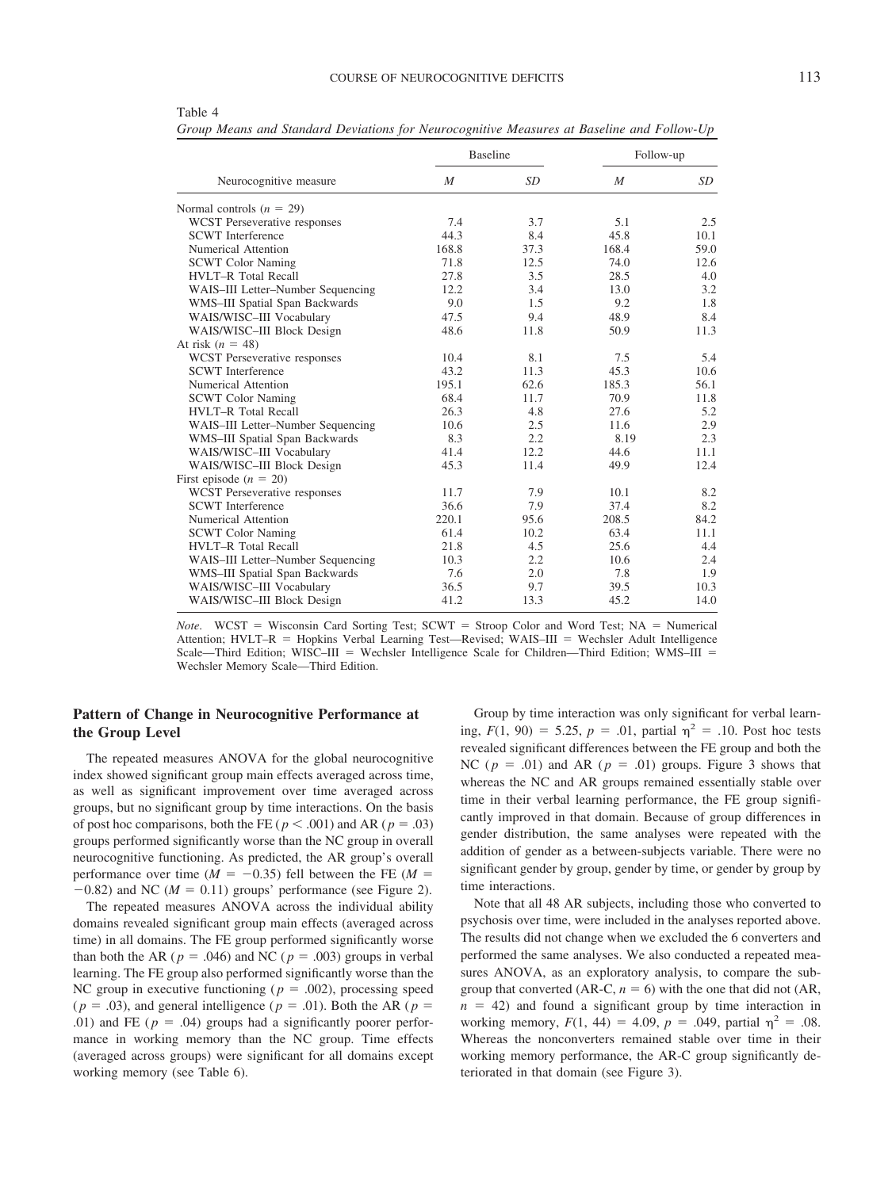Table 4

*Group Means and Standard Deviations for Neurocognitive Measures at Baseline and Follow-Up*

| Neurocognitive measure | Baseline | | Follow-up | |
|---|---|---|---|---|
| | *M* | *SD* | *M* | *SD* |
| Normal controls ($n$ = 29) | | | | |
| WCST Perseverative responses | 7.4 | 3.7 | 5.1 | 2.5 |
| SCWT Interference | 44.3 | 8.4 | 45.8 | 10.1 |
| Numerical Attention | 168.8 | 37.3 | 168.4 | 59.0 |
| SCWT Color Naming | 71.8 | 12.5 | 74.0 | 12.6 |
| HVLT–R Total Recall | 27.8 | 3.5 | 28.5 | 4.0 |
| WAIS–III Letter–Number Sequencing | 12.2 | 3.4 | 13.0 | 3.2 |
| WMS–III Spatial Span Backwards | 9.0 | 1.5 | 9.2 | 1.8 |
| WAIS/WISC–III Vocabulary | 47.5 | 9.4 | 48.9 | 8.4 |
| WAIS/WISC–III Block Design | 48.6 | 11.8 | 50.9 | 11.3 |
| At risk ($n$ = 48) | | | | |
| WCST Perseverative responses | 10.4 | 8.1 | 7.5 | 5.4 |
| SCWT Interference | 43.2 | 11.3 | 45.3 | 10.6 |
| Numerical Attention | 195.1 | 62.6 | 185.3 | 56.1 |
| SCWT Color Naming | 68.4 | 11.7 | 70.9 | 11.8 |
| HVLT–R Total Recall | 26.3 | 4.8 | 27.6 | 5.2 |
| WAIS–III Letter–Number Sequencing | 10.6 | 2.5 | 11.6 | 2.9 |
| WMS–III Spatial Span Backwards | 8.3 | 2.2 | 8.19 | 2.3 |
| WAIS/WISC–III Vocabulary | 41.4 | 12.2 | 44.6 | 11.1 |
| WAIS/WISC–III Block Design | 45.3 | 11.4 | 49.9 | 12.4 |
| First episode ($n$ = 20) | | | | |
| WCST Perseverative responses | 11.7 | 7.9 | 10.1 | 8.2 |
| SCWT Interference | 36.6 | 7.9 | 37.4 | 8.2 |
| Numerical Attention | 220.1 | 95.6 | 208.5 | 84.2 |
| SCWT Color Naming | 61.4 | 10.2 | 63.4 | 11.1 |
| HVLT–R Total Recall | 21.8 | 4.5 | 25.6 | 4.4 |
| WAIS–III Letter–Number Sequencing | 10.3 | 2.2 | 10.6 | 2.4 |
| WMS–III Spatial Span Backwards | 7.6 | 2.0 | 7.8 | 1.9 |
| WAIS/WISC–III Vocabulary | 36.5 | 9.7 | 39.5 | 10.3 |
| WAIS/WISC–III Block Design | 41.2 | 13.3 | 45.2 | 14.0 |

*Note*. WCST = Wisconsin Card Sorting Test; SCWT = Stroop Color and Word Test; NA = Numerical Attention; HVLT–R = Hopkins Verbal Learning Test—Revised; WAIS–III = Wechsler Adult Intelligence Scale—Third Edition; WISC–III = Wechsler Intelligence Scale for Children—Third Edition; WMS–III = Wechsler Memory Scale—Third Edition.

## Pattern of Change in Neurocognitive Performance at the Group Level

The repeated measures ANOVA for the global neurocognitive index showed significant group main effects averaged across time, as well as significant improvement over time averaged across groups, but no significant group by time interactions. On the basis of post hoc comparisons, both the FE ($p < .001$) and AR ($p = .03$) groups performed significantly worse than the NC group in overall neurocognitive functioning. As predicted, the AR group's overall performance over time ($M = -0.35$) fell between the FE ($M = -0.82$) and NC ($M = 0.11$) groups' performance (see Figure 2).

The repeated measures ANOVA across the individual ability domains revealed significant group main effects (averaged across time) in all domains. The FE group performed significantly worse than both the AR ($p = .046$) and NC ($p = .003$) groups in verbal learning. The FE group also performed significantly worse than the NC group in executive functioning ($p = .002$), processing speed ($p = .03$), and general intelligence ($p = .01$). Both the AR ($p = .01$) and FE ($p = .04$) groups had a significantly poorer performance in working memory than the NC group. Time effects (averaged across groups) were significant for all domains except working memory (see Table 6).

Group by time interaction was only significant for verbal learning, $F(1, 90) = 5.25$, $p = .01$, partial $\eta^2 = .10$. Post hoc tests revealed significant differences between the FE group and both the NC ($p = .01$) and AR ($p = .01$) groups. Figure 3 shows that whereas the NC and AR groups remained essentially stable over time in their verbal learning performance, the FE group significantly improved in that domain. Because of group differences in gender distribution, the same analyses were repeated with the addition of gender as a between-subjects variable. There were no significant gender by group, gender by time, or gender by group by time interactions.

Note that all 48 AR subjects, including those who converted to psychosis over time, were included in the analyses reported above. The results did not change when we excluded the 6 converters and performed the same analyses. We also conducted a repeated measures ANOVA, as an exploratory analysis, to compare the subgroup that converted (AR-C, $n = 6$) with the one that did not (AR, $n = 42$) and found a significant group by time interaction in working memory, $F(1, 44) = 4.09$, $p = .049$, partial $\eta^2 = .08$. Whereas the nonconverters remained stable over time in their working memory performance, the AR-C group significantly deteriorated in that domain (see Figure 3).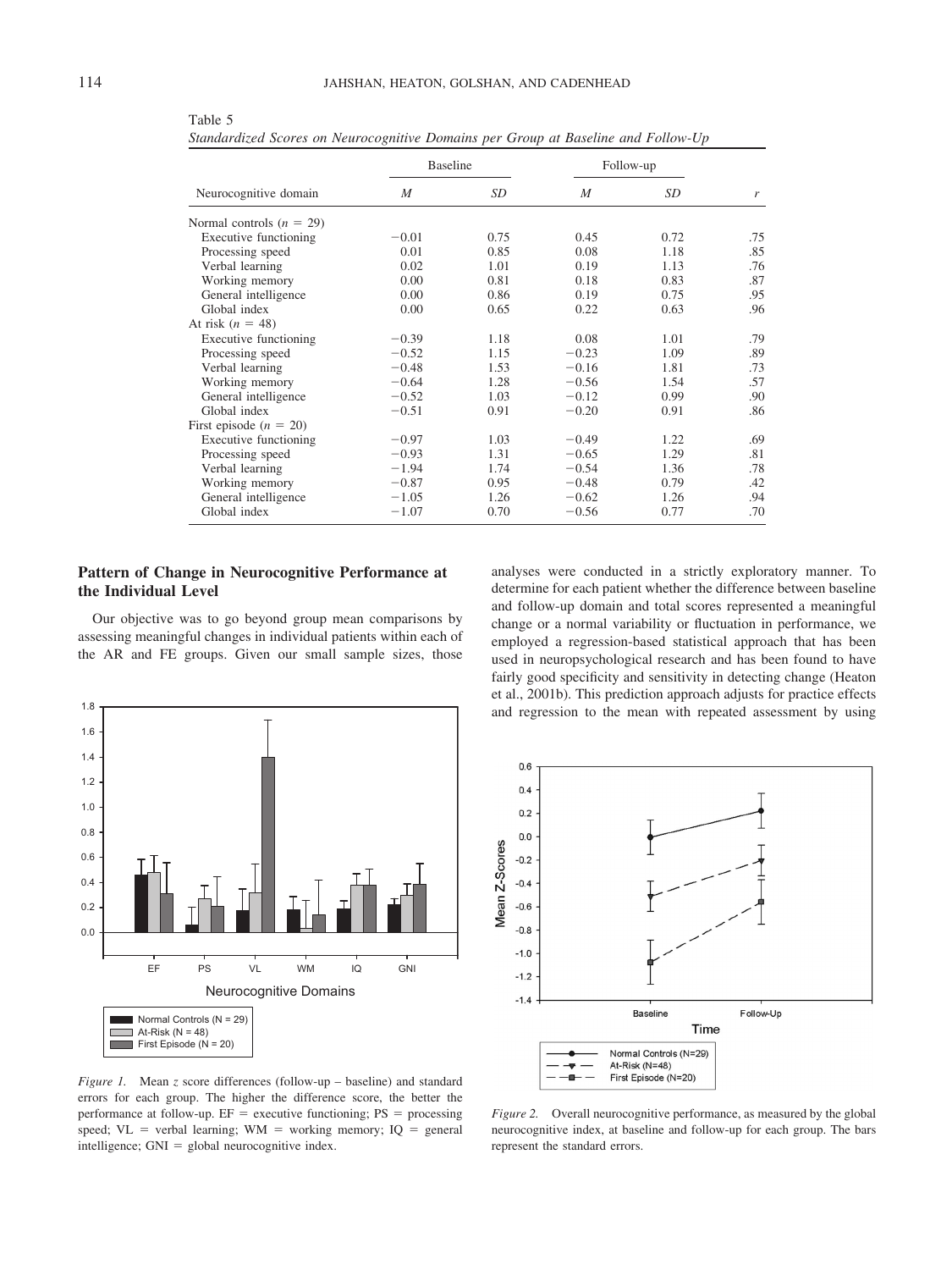Table 5
*Standardized Scores on Neurocognitive Domains per Group at Baseline and Follow-Up*

| Neurocognitive domain | Baseline | | Follow-up | | |
|---|---|---|---|---|---|
| | *M* | *SD* | *M* | *SD* | *r* |
| Normal controls ($n$ = 29) | | | | | |
| Executive functioning | −0.01 | 0.75 | 0.45 | 0.72 | .75 |
| Processing speed | 0.01 | 0.85 | 0.08 | 1.18 | .85 |
| Verbal learning | 0.02 | 1.01 | 0.19 | 1.13 | .76 |
| Working memory | 0.00 | 0.81 | 0.18 | 0.83 | .87 |
| General intelligence | 0.00 | 0.86 | 0.19 | 0.75 | .95 |
| Global index | 0.00 | 0.65 | 0.22 | 0.63 | .96 |
| At risk ($n$ = 48) | | | | | |
| Executive functioning | −0.39 | 1.18 | 0.08 | 1.01 | .79 |
| Processing speed | −0.52 | 1.15 | −0.23 | 1.09 | .89 |
| Verbal learning | −0.48 | 1.53 | −0.16 | 1.81 | .73 |
| Working memory | −0.64 | 1.28 | −0.56 | 1.54 | .57 |
| General intelligence | −0.52 | 1.03 | −0.12 | 0.99 | .90 |
| Global index | −0.51 | 0.91 | −0.20 | 0.91 | .86 |
| First episode ($n$ = 20) | | | | | |
| Executive functioning | −0.97 | 1.03 | −0.49 | 1.22 | .69 |
| Processing speed | −0.93 | 1.31 | −0.65 | 1.29 | .81 |
| Verbal learning | −1.94 | 1.74 | −0.54 | 1.36 | .78 |
| Working memory | −0.87 | 0.95 | −0.48 | 0.79 | .42 |
| General intelligence | −1.05 | 1.26 | −0.62 | 1.26 | .94 |
| Global index | −1.07 | 0.70 | −0.56 | 0.77 | .70 |

## Pattern of Change in Neurocognitive Performance at the Individual Level

Our objective was to go beyond group mean comparisons by assessing meaningful changes in individual patients within each of the AR and FE groups. Given our small sample sizes, those analyses were conducted in a strictly exploratory manner. To determine for each patient whether the difference between baseline and follow-up domain and total scores represented a meaningful change or a normal variability or fluctuation in performance, we employed a regression-based statistical approach that has been used in neuropsychological research and has been found to have fairly good specificity and sensitivity in detecting change (Heaton et al., 2001b). This prediction approach adjusts for practice effects and regression to the mean with repeated assessment by using

*Figure 1.* Mean $z$ score differences (follow-up – baseline) and standard errors for each group. The higher the difference score, the better the performance at follow-up. EF = executive functioning; PS = processing speed; VL = verbal learning; WM = working memory; IQ = general intelligence; GNI = global neurocognitive index.

*Figure 2.* Overall neurocognitive performance, as measured by the global neurocognitive index, at baseline and follow-up for each group. The bars represent the standard errors.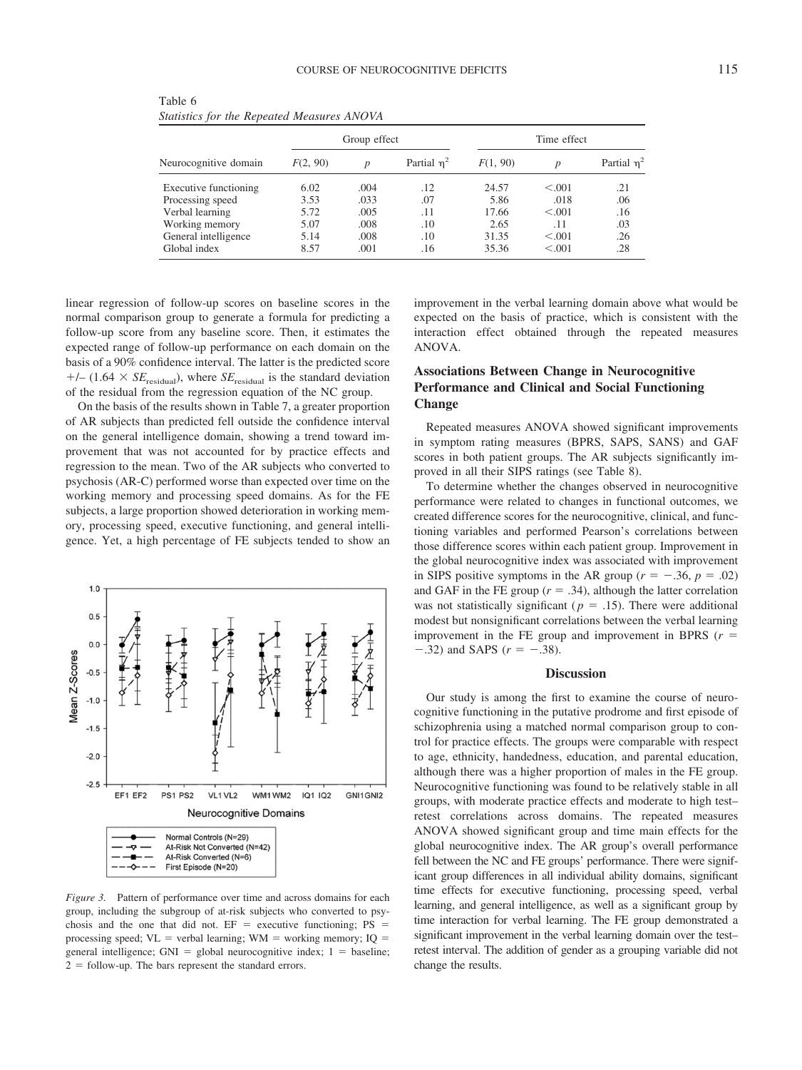Table 6
*Statistics for the Repeated Measures ANOVA*

| Neurocognitive domain | Group effect | | | Time effect | | |
|---|---|---|---|---|---|---|
| | $F(2, 90)$ | $p$ | Partial $\eta^2$ | $F(1, 90)$ | $p$ | Partial $\eta^2$ |
| Executive functioning | 6.02 | .004 | .12 | 24.57 | <.001 | .21 |
| Processing speed | 3.53 | .033 | .07 | 5.86 | .018 | .06 |
| Verbal learning | 5.72 | .005 | .11 | 17.66 | <.001 | .16 |
| Working memory | 5.07 | .008 | .10 | 2.65 | .11 | .03 |
| General intelligence | 5.14 | .008 | .10 | 31.35 | <.001 | .26 |
| Global index | 8.57 | .001 | .16 | 35.36 | <.001 | .28 |

linear regression of follow-up scores on baseline scores in the normal comparison group to generate a formula for predicting a follow-up score from any baseline score. Then, it estimates the expected range of follow-up performance on each domain on the basis of a 90% confidence interval. The latter is the predicted score $+/-$ ($1.64 \times SE_{\text{residual}}$), where $SE_{\text{residual}}$ is the standard deviation of the residual from the regression equation of the NC group.

On the basis of the results shown in Table 7, a greater proportion of AR subjects than predicted fell outside the confidence interval on the general intelligence domain, showing a trend toward improvement that was not accounted for by practice effects and regression to the mean. Two of the AR subjects who converted to psychosis (AR-C) performed worse than expected over time on the working memory and processing speed domains. As for the FE subjects, a large proportion showed deterioration in working memory, processing speed, executive functioning, and general intelligence. Yet, a high percentage of FE subjects tended to show an improvement in the verbal learning domain above what would be expected on the basis of practice, which is consistent with the interaction effect obtained through the repeated measures ANOVA.

*Figure 3.* Pattern of performance over time and across domains for each group, including the subgroup of at-risk subjects who converted to psychosis and the one that did not. EF = executive functioning; PS = processing speed; VL = verbal learning; WM = working memory; IQ = general intelligence; GNI = global neurocognitive index; 1 = baseline; 2 = follow-up. The bars represent the standard errors.

## Associations Between Change in Neurocognitive Performance and Clinical and Social Functioning Change

Repeated measures ANOVA showed significant improvements in symptom rating measures (BPRS, SAPS, SANS) and GAF scores in both patient groups. The AR subjects significantly improved in all their SIPS ratings (see Table 8).

To determine whether the changes observed in neurocognitive performance were related to changes in functional outcomes, we created difference scores for the neurocognitive, clinical, and functioning variables and performed Pearson's correlations between those difference scores within each patient group. Improvement in the global neurocognitive index was associated with improvement in SIPS positive symptoms in the AR group ($r = -.36$, $p = .02$) and GAF in the FE group ($r = .34$), although the latter correlation was not statistically significant ($p = .15$). There were additional modest but nonsignificant correlations between the verbal learning improvement in the FE group and improvement in BPRS ($r = -.32$) and SAPS ($r = -.38$).

## Discussion

Our study is among the first to examine the course of neurocognitive functioning in the putative prodrome and first episode of schizophrenia using a matched normal comparison group to control for practice effects. The groups were comparable with respect to age, ethnicity, handedness, education, and parental education, although there was a higher proportion of males in the FE group. Neurocognitive functioning was found to be relatively stable in all groups, with moderate practice effects and moderate to high test–retest correlations across domains. The repeated measures ANOVA showed significant group and time main effects for the global neurocognitive index. The AR group's overall performance fell between the NC and FE groups' performance. There were significant group differences in all individual ability domains, significant time effects for executive functioning, processing speed, verbal learning, and general intelligence, as well as a significant group by time interaction for verbal learning. The FE group demonstrated a significant improvement in the verbal learning domain over the test–retest interval. The addition of gender as a grouping variable did not change the results.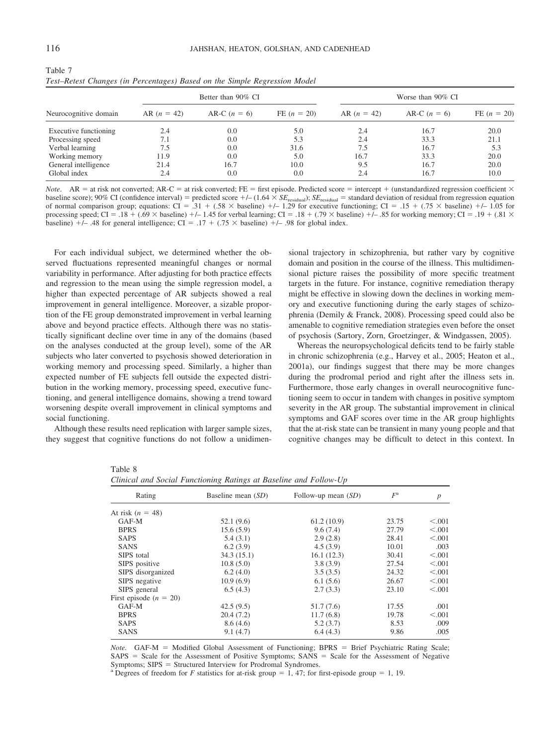Table 7
*Test–Retest Changes (in Percentages) Based on the Simple Regression Model*

| Neurocognitive domain | Better than 90% CI | | | Worse than 90% CI | | |
|---|---|---|---|---|---|---|
| | AR ($n$ = 42) | AR-C ($n$ = 6) | FE ($n$ = 20) | AR ($n$ = 42) | AR-C ($n$ = 6) | FE ($n$ = 20) |
| Executive functioning | 2.4 | 0.0 | 5.0 | 2.4 | 16.7 | 20.0 |
| Processing speed | 7.1 | 0.0 | 5.3 | 2.4 | 33.3 | 21.1 |
| Verbal learning | 7.5 | 0.0 | 31.6 | 7.5 | 16.7 | 5.3 |
| Working memory | 11.9 | 0.0 | 5.0 | 16.7 | 33.3 | 20.0 |
| General intelligence | 21.4 | 16.7 | 10.0 | 9.5 | 16.7 | 20.0 |
| Global index | 2.4 | 0.0 | 0.0 | 2.4 | 16.7 | 10.0 |

*Note*. AR = at risk not converted; AR-C = at risk converted; FE = first episode. Predicted score = intercept + (unstandardized regression coefficient × baseline score); 90% CI (confidence interval) = predicted score +/– (1.64 × $SE_{\text{residual}}$); $SE_{\text{residual}}$ = standard deviation of residual from regression equation of normal comparison group; equations: CI = .31 + (.58 × baseline) +/– 1.29 for executive functioning; CI = .15 + (.75 × baseline) +/– 1.05 for processing speed; CI = .18 + (.69 × baseline) +/– 1.45 for verbal learning; CI = .18 + (.79 × baseline) +/– .85 for working memory; CI = .19 + (.81 × baseline) +/– .48 for general intelligence; CI = .17 + (.75 × baseline) +/– .98 for global index.

For each individual subject, we determined whether the observed fluctuations represented meaningful changes or normal variability in performance. After adjusting for both practice effects and regression to the mean using the simple regression model, a higher than expected percentage of AR subjects showed a real improvement in general intelligence. Moreover, a sizable proportion of the FE group demonstrated improvement in verbal learning above and beyond practice effects. Although there was no statistically significant decline over time in any of the domains (based on the analyses conducted at the group level), some of the AR subjects who later converted to psychosis showed deterioration in working memory and processing speed. Similarly, a higher than expected number of FE subjects fell outside the expected distribution in the working memory, processing speed, executive functioning, and general intelligence domains, showing a trend toward worsening despite overall improvement in clinical symptoms and social functioning.

Although these results need replication with larger sample sizes, they suggest that cognitive functions do not follow a unidimensional trajectory in schizophrenia, but rather vary by cognitive domain and position in the course of the illness. This multidimensional picture raises the possibility of more specific treatment targets in the future. For instance, cognitive remediation therapy might be effective in slowing down the declines in working memory and executive functioning during the early stages of schizophrenia (Demily & Franck, 2008). Processing speed could also be amenable to cognitive remediation strategies even before the onset of psychosis (Sartory, Zorn, Groetzinger, & Windgassen, 2005).

Whereas the neuropsychological deficits tend to be fairly stable in chronic schizophrenia (e.g., Harvey et al., 2005; Heaton et al., 2001a), our findings suggest that there may be more changes during the prodromal period and right after the illness sets in. Furthermore, those early changes in overall neurocognitive functioning seem to occur in tandem with changes in positive symptom severity in the AR group. The substantial improvement in clinical symptoms and GAF scores over time in the AR group highlights that the at-risk state can be transient in many young people and that cognitive changes may be difficult to detect in this context. In

Table 8
*Clinical and Social Functioning Ratings at Baseline and Follow-Up*

| Rating | Baseline mean ($SD$) | Follow-up mean ($SD$) | $F$[a] | $p$ |
|---|---|---|---|---|
| At risk ($n$ = 48) | | | | |
| GAF-M | 52.1 (9.6) | 61.2 (10.9) | 23.75 | <.001 |
| BPRS | 15.6 (5.9) | 9.6 (7.4) | 27.79 | <.001 |
| SAPS | 5.4 (3.1) | 2.9 (2.8) | 28.41 | <.001 |
| SANS | 6.2 (3.9) | 4.5 (3.9) | 10.01 | .003 |
| SIPS total | 34.3 (15.1) | 16.1 (12.3) | 30.41 | <.001 |
| SIPS positive | 10.8 (5.0) | 3.8 (3.9) | 27.54 | <.001 |
| SIPS disorganized | 6.2 (4.0) | 3.5 (3.5) | 24.32 | <.001 |
| SIPS negative | 10.9 (6.9) | 6.1 (5.6) | 26.67 | <.001 |
| SIPS general | 6.5 (4.3) | 2.7 (3.3) | 23.10 | <.001 |
| First episode ($n$ = 20) | | | | |
| GAF-M | 42.5 (9.5) | 51.7 (7.6) | 17.55 | .001 |
| BPRS | 20.4 (7.2) | 11.7 (6.8) | 19.78 | <.001 |
| SAPS | 8.6 (4.6) | 5.2 (3.7) | 8.53 | .009 |
| SANS | 9.1 (4.7) | 6.4 (4.3) | 9.86 | .005 |

*Note*. GAF-M = Modified Global Assessment of Functioning; BPRS = Brief Psychiatric Rating Scale; SAPS = Scale for the Assessment of Positive Symptoms; SANS = Scale for the Assessment of Negative Symptoms; SIPS = Structured Interview for Prodromal Syndromes.
[a] Degrees of freedom for $F$ statistics for at-risk group = 1, 47; for first-episode group = 1, 19.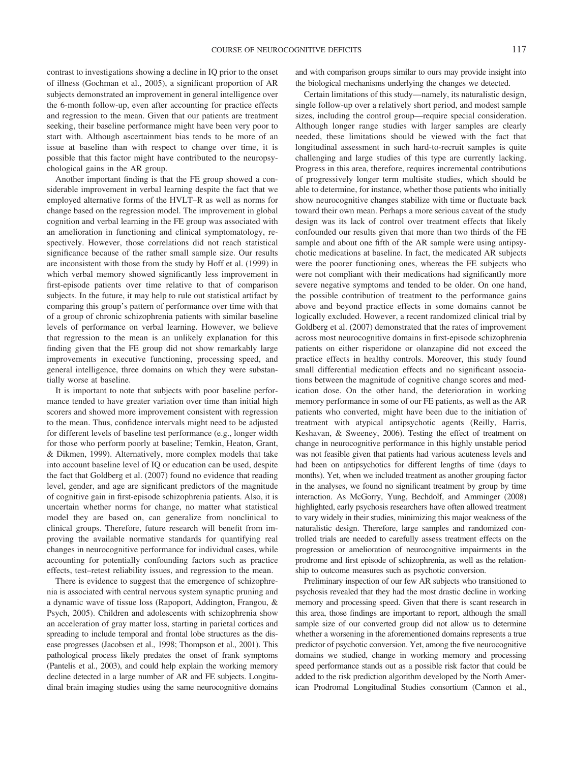contrast to investigations showing a decline in IQ prior to the onset of illness (Gochman et al., 2005), a significant proportion of AR subjects demonstrated an improvement in general intelligence over the 6-month follow-up, even after accounting for practice effects and regression to the mean. Given that our patients are treatment seeking, their baseline performance might have been very poor to start with. Although ascertainment bias tends to be more of an issue at baseline than with respect to change over time, it is possible that this factor might have contributed to the neuropsychological gains in the AR group.

Another important finding is that the FE group showed a considerable improvement in verbal learning despite the fact that we employed alternative forms of the HVLT–R as well as norms for change based on the regression model. The improvement in global cognition and verbal learning in the FE group was associated with an amelioration in functioning and clinical symptomatology, respectively. However, those correlations did not reach statistical significance because of the rather small sample size. Our results are inconsistent with those from the study by Hoff et al. (1999) in which verbal memory showed significantly less improvement in first-episode patients over time relative to that of comparison subjects. In the future, it may help to rule out statistical artifact by comparing this group's pattern of performance over time with that of a group of chronic schizophrenia patients with similar baseline levels of performance on verbal learning. However, we believe that regression to the mean is an unlikely explanation for this finding given that the FE group did not show remarkably large improvements in executive functioning, processing speed, and general intelligence, three domains on which they were substantially worse at baseline.

It is important to note that subjects with poor baseline performance tended to have greater variation over time than initial high scorers and showed more improvement consistent with regression to the mean. Thus, confidence intervals might need to be adjusted for different levels of baseline test performance (e.g., longer width for those who perform poorly at baseline; Temkin, Heaton, Grant, & Dikmen, 1999). Alternatively, more complex models that take into account baseline level of IQ or education can be used, despite the fact that Goldberg et al. (2007) found no evidence that reading level, gender, and age are significant predictors of the magnitude of cognitive gain in first-episode schizophrenia patients. Also, it is uncertain whether norms for change, no matter what statistical model they are based on, can generalize from nonclinical to clinical groups. Therefore, future research will benefit from improving the available normative standards for quantifying real changes in neurocognitive performance for individual cases, while accounting for potentially confounding factors such as practice effects, test–retest reliability issues, and regression to the mean.

There is evidence to suggest that the emergence of schizophrenia is associated with central nervous system synaptic pruning and a dynamic wave of tissue loss (Rapoport, Addington, Frangou, & Psych, 2005). Children and adolescents with schizophrenia show an acceleration of gray matter loss, starting in parietal cortices and spreading to include temporal and frontal lobe structures as the disease progresses (Jacobsen et al., 1998; Thompson et al., 2001). This pathological process likely predates the onset of frank symptoms (Pantelis et al., 2003), and could help explain the working memory decline detected in a large number of AR and FE subjects. Longitudinal brain imaging studies using the same neurocognitive domains and with comparison groups similar to ours may provide insight into the biological mechanisms underlying the changes we detected.

Certain limitations of this study—namely, its naturalistic design, single follow-up over a relatively short period, and modest sample sizes, including the control group—require special consideration. Although longer range studies with larger samples are clearly needed, these limitations should be viewed with the fact that longitudinal assessment in such hard-to-recruit samples is quite challenging and large studies of this type are currently lacking. Progress in this area, therefore, requires incremental contributions of progressively longer term multisite studies, which should be able to determine, for instance, whether those patients who initially show neurocognitive changes stabilize with time or fluctuate back toward their own mean. Perhaps a more serious caveat of the study design was its lack of control over treatment effects that likely confounded our results given that more than two thirds of the FE sample and about one fifth of the AR sample were using antipsychotic medications at baseline. In fact, the medicated AR subjects were the poorer functioning ones, whereas the FE subjects who were not compliant with their medications had significantly more severe negative symptoms and tended to be older. On one hand, the possible contribution of treatment to the performance gains above and beyond practice effects in some domains cannot be logically excluded. However, a recent randomized clinical trial by Goldberg et al. (2007) demonstrated that the rates of improvement across most neurocognitive domains in first-episode schizophrenia patients on either risperidone or olanzapine did not exceed the practice effects in healthy controls. Moreover, this study found small differential medication effects and no significant associations between the magnitude of cognitive change scores and medication dose. On the other hand, the deterioration in working memory performance in some of our FE patients, as well as the AR patients who converted, might have been due to the initiation of treatment with atypical antipsychotic agents (Reilly, Harris, Keshavan, & Sweeney, 2006). Testing the effect of treatment on change in neurocognitive performance in this highly unstable period was not feasible given that patients had various acuteness levels and had been on antipsychotics for different lengths of time (days to months). Yet, when we included treatment as another grouping factor in the analyses, we found no significant treatment by group by time interaction. As McGorry, Yung, Bechdolf, and Amminger (2008) highlighted, early psychosis researchers have often allowed treatment to vary widely in their studies, minimizing this major weakness of the naturalistic design. Therefore, large samples and randomized controlled trials are needed to carefully assess treatment effects on the progression or amelioration of neurocognitive impairments in the prodrome and first episode of schizophrenia, as well as the relationship to outcome measures such as psychotic conversion.

Preliminary inspection of our few AR subjects who transitioned to psychosis revealed that they had the most drastic decline in working memory and processing speed. Given that there is scant research in this area, those findings are important to report, although the small sample size of our converted group did not allow us to determine whether a worsening in the aforementioned domains represents a true predictor of psychotic conversion. Yet, among the five neurocognitive domains we studied, change in working memory and processing speed performance stands out as a possible risk factor that could be added to the risk prediction algorithm developed by the North American Prodromal Longitudinal Studies consortium (Cannon et al.,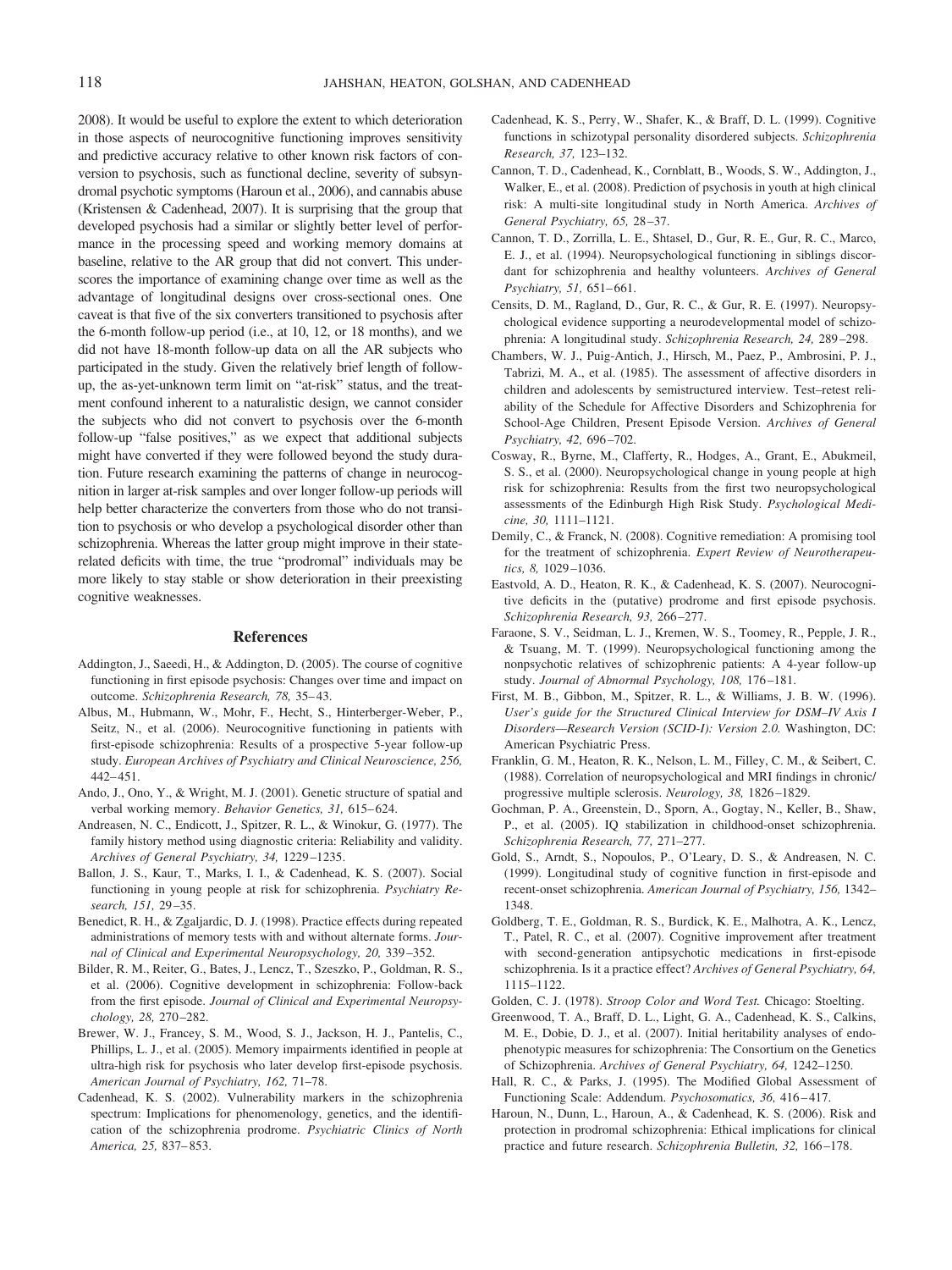2008). It would be useful to explore the extent to which deterioration in those aspects of neurocognitive functioning improves sensitivity and predictive accuracy relative to other known risk factors of conversion to psychosis, such as functional decline, severity of subsyndromal psychotic symptoms (Haroun et al., 2006), and cannabis abuse (Kristensen & Cadenhead, 2007). It is surprising that the group that developed psychosis had a similar or slightly better level of performance in the processing speed and working memory domains at baseline, relative to the AR group that did not convert. This underscores the importance of examining change over time as well as the advantage of longitudinal designs over cross-sectional ones. One caveat is that five of the six converters transitioned to psychosis after the 6-month follow-up period (i.e., at 10, 12, or 18 months), and we did not have 18-month follow-up data on all the AR subjects who participated in the study. Given the relatively brief length of follow-up, the as-yet-unknown term limit on "at-risk" status, and the treatment confound inherent to a naturalistic design, we cannot consider the subjects who did not convert to psychosis over the 6-month follow-up "false positives," as we expect that additional subjects might have converted if they were followed beyond the study duration. Future research examining the patterns of change in neurocognition in larger at-risk samples and over longer follow-up periods will help better characterize the converters from those who do not transition to psychosis or who develop a psychological disorder other than schizophrenia. Whereas the latter group might improve in their state-related deficits with time, the true "prodromal" individuals may be more likely to stay stable or show deterioration in their preexisting cognitive weaknesses.

## References

Addington, J., Saeedi, H., & Addington, D. (2005). The course of cognitive functioning in first episode psychosis: Changes over time and impact on outcome. *Schizophrenia Research, 78,* 35–43.

Albus, M., Hubmann, W., Mohr, F., Hecht, S., Hinterberger-Weber, P., Seitz, N., et al. (2006). Neurocognitive functioning in patients with first-episode schizophrenia: Results of a prospective 5-year follow-up study. *European Archives of Psychiatry and Clinical Neuroscience, 256,* 442–451.

Ando, J., Ono, Y., & Wright, M. J. (2001). Genetic structure of spatial and verbal working memory. *Behavior Genetics, 31,* 615–624.

Andreasen, N. C., Endicott, J., Spitzer, R. L., & Winokur, G. (1977). The family history method using diagnostic criteria: Reliability and validity. *Archives of General Psychiatry, 34,* 1229–1235.

Ballon, J. S., Kaur, T., Marks, I. I., & Cadenhead, K. S. (2007). Social functioning in young people at risk for schizophrenia. *Psychiatry Research, 151,* 29–35.

Benedict, R. H., & Zgaljardic, D. J. (1998). Practice effects during repeated administrations of memory tests with and without alternate forms. *Journal of Clinical and Experimental Neuropsychology, 20,* 339–352.

Bilder, R. M., Reiter, G., Bates, J., Lencz, T., Szeszko, P., Goldman, R. S., et al. (2006). Cognitive development in schizophrenia: Follow-back from the first episode. *Journal of Clinical and Experimental Neuropsychology, 28,* 270–282.

Brewer, W. J., Francey, S. M., Wood, S. J., Jackson, H. J., Pantelis, C., Phillips, L. J., et al. (2005). Memory impairments identified in people at ultra-high risk for psychosis who later develop first-episode psychosis. *American Journal of Psychiatry, 162,* 71–78.

Cadenhead, K. S. (2002). Vulnerability markers in the schizophrenia spectrum: Implications for phenomenology, genetics, and the identification of the schizophrenia prodrome. *Psychiatric Clinics of North America, 25,* 837–853.

Cadenhead, K. S., Perry, W., Shafer, K., & Braff, D. L. (1999). Cognitive functions in schizotypal personality disordered subjects. *Schizophrenia Research, 37,* 123–132.

Cannon, T. D., Cadenhead, K., Cornblatt, B., Woods, S. W., Addington, J., Walker, E., et al. (2008). Prediction of psychosis in youth at high clinical risk: A multi-site longitudinal study in North America. *Archives of General Psychiatry, 65,* 28–37.

Cannon, T. D., Zorrilla, L. E., Shtasel, D., Gur, R. E., Gur, R. C., Marco, E. J., et al. (1994). Neuropsychological functioning in siblings discordant for schizophrenia and healthy volunteers. *Archives of General Psychiatry, 51,* 651–661.

Censits, D. M., Ragland, D., Gur, R. C., & Gur, R. E. (1997). Neuropsychological evidence supporting a neurodevelopmental model of schizophrenia: A longitudinal study. *Schizophrenia Research, 24,* 289–298.

Chambers, W. J., Puig-Antich, J., Hirsch, M., Paez, P., Ambrosini, P. J., Tabrizi, M. A., et al. (1985). The assessment of affective disorders in children and adolescents by semistructured interview. Test–retest reliability of the Schedule for Affective Disorders and Schizophrenia for School-Age Children, Present Episode Version. *Archives of General Psychiatry, 42,* 696–702.

Cosway, R., Byrne, M., Clafferty, R., Hodges, A., Grant, E., Abukmeil, S. S., et al. (2000). Neuropsychological change in young people at high risk for schizophrenia: Results from the first two neuropsychological assessments of the Edinburgh High Risk Study. *Psychological Medicine, 30,* 1111–1121.

Demily, C., & Franck, N. (2008). Cognitive remediation: A promising tool for the treatment of schizophrenia. *Expert Review of Neurotherapeutics, 8,* 1029–1036.

Eastvold, A. D., Heaton, R. K., & Cadenhead, K. S. (2007). Neurocognitive deficits in the (putative) prodrome and first episode psychosis. *Schizophrenia Research, 93,* 266–277.

Faraone, S. V., Seidman, L. J., Kremen, W. S., Toomey, R., Pepple, J. R., & Tsuang, M. T. (1999). Neuropsychological functioning among the nonpsychotic relatives of schizophrenic patients: A 4-year follow-up study. *Journal of Abnormal Psychology, 108,* 176–181.

First, M. B., Gibbon, M., Spitzer, R. L., & Williams, J. B. W. (1996). *User's guide for the Structured Clinical Interview for DSM–IV Axis I Disorders—Research Version (SCID-I): Version 2.0.* Washington, DC: American Psychiatric Press.

Franklin, G. M., Heaton, R. K., Nelson, L. M., Filley, C. M., & Seibert, C. (1988). Correlation of neuropsychological and MRI findings in chronic/progressive multiple sclerosis. *Neurology, 38,* 1826–1829.

Gochman, P. A., Greenstein, D., Sporn, A., Gogtay, N., Keller, B., Shaw, P., et al. (2005). IQ stabilization in childhood-onset schizophrenia. *Schizophrenia Research, 77,* 271–277.

Gold, S., Arndt, S., Nopoulos, P., O'Leary, D. S., & Andreasen, N. C. (1999). Longitudinal study of cognitive function in first-episode and recent-onset schizophrenia. *American Journal of Psychiatry, 156,* 1342–1348.

Goldberg, T. E., Goldman, R. S., Burdick, K. E., Malhotra, A. K., Lencz, T., Patel, R. C., et al. (2007). Cognitive improvement after treatment with second-generation antipsychotic medications in first-episode schizophrenia. Is it a practice effect? *Archives of General Psychiatry, 64,* 1115–1122.

Golden, C. J. (1978). *Stroop Color and Word Test.* Chicago: Stoelting.

Greenwood, T. A., Braff, D. L., Light, G. A., Cadenhead, K. S., Calkins, M. E., Dobie, D. J., et al. (2007). Initial heritability analyses of endophenotypic measures for schizophrenia: The Consortium on the Genetics of Schizophrenia. *Archives of General Psychiatry, 64,* 1242–1250.

Hall, R. C., & Parks, J. (1995). The Modified Global Assessment of Functioning Scale: Addendum. *Psychosomatics, 36,* 416–417.

Haroun, N., Dunn, L., Haroun, A., & Cadenhead, K. S. (2006). Risk and protection in prodromal schizophrenia: Ethical implications for clinical practice and future research. *Schizophrenia Bulletin, 32,* 166–178.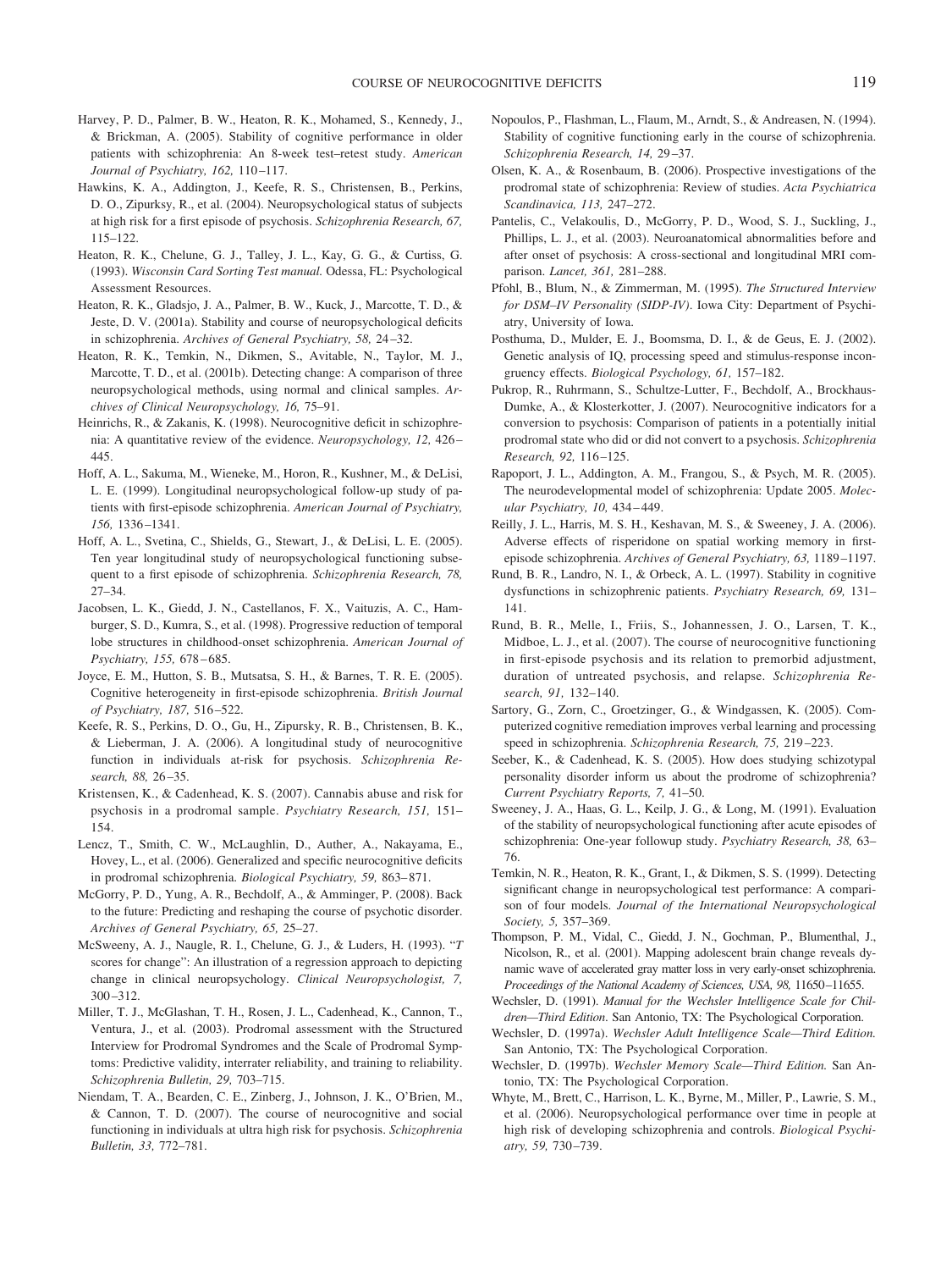Harvey, P. D., Palmer, B. W., Heaton, R. K., Mohamed, S., Kennedy, J., & Brickman, A. (2005). Stability of cognitive performance in older patients with schizophrenia: An 8-week test–retest study. *American Journal of Psychiatry, 162,* 110–117.

Hawkins, K. A., Addington, J., Keefe, R. S., Christensen, B., Perkins, D. O., Zipurksy, R., et al. (2004). Neuropsychological status of subjects at high risk for a first episode of psychosis. *Schizophrenia Research, 67,* 115–122.

Heaton, R. K., Chelune, G. J., Talley, J. L., Kay, G. G., & Curtiss, G. (1993). *Wisconsin Card Sorting Test manual.* Odessa, FL: Psychological Assessment Resources.

Heaton, R. K., Gladsjo, J. A., Palmer, B. W., Kuck, J., Marcotte, T. D., & Jeste, D. V. (2001a). Stability and course of neuropsychological deficits in schizophrenia. *Archives of General Psychiatry, 58,* 24–32.

Heaton, R. K., Temkin, N., Dikmen, S., Avitable, N., Taylor, M. J., Marcotte, T. D., et al. (2001b). Detecting change: A comparison of three neuropsychological methods, using normal and clinical samples. *Archives of Clinical Neuropsychology, 16,* 75–91.

Heinrichs, R., & Zakanis, K. (1998). Neurocognitive deficit in schizophrenia: A quantitative review of the evidence. *Neuropsychology, 12,* 426–445.

Hoff, A. L., Sakuma, M., Wieneke, M., Horon, R., Kushner, M., & DeLisi, L. E. (1999). Longitudinal neuropsychological follow-up study of patients with first-episode schizophrenia. *American Journal of Psychiatry, 156,* 1336–1341.

Hoff, A. L., Svetina, C., Shields, G., Stewart, J., & DeLisi, L. E. (2005). Ten year longitudinal study of neuropsychological functioning subsequent to a first episode of schizophrenia. *Schizophrenia Research, 78,* 27–34.

Jacobsen, L. K., Giedd, J. N., Castellanos, F. X., Vaituzis, A. C., Hamburger, S. D., Kumra, S., et al. (1998). Progressive reduction of temporal lobe structures in childhood-onset schizophrenia. *American Journal of Psychiatry, 155,* 678–685.

Joyce, E. M., Hutton, S. B., Mutsatsa, S. H., & Barnes, T. R. E. (2005). Cognitive heterogeneity in first-episode schizophrenia. *British Journal of Psychiatry, 187,* 516–522.

Keefe, R. S., Perkins, D. O., Gu, H., Zipursky, R. B., Christensen, B. K., & Lieberman, J. A. (2006). A longitudinal study of neurocognitive function in individuals at-risk for psychosis. *Schizophrenia Research, 88,* 26–35.

Kristensen, K., & Cadenhead, K. S. (2007). Cannabis abuse and risk for psychosis in a prodromal sample. *Psychiatry Research, 151,* 151–154.

Lencz, T., Smith, C. W., McLaughlin, D., Auther, A., Nakayama, E., Hovey, L., et al. (2006). Generalized and specific neurocognitive deficits in prodromal schizophrenia. *Biological Psychiatry, 59,* 863–871.

McGorry, P. D., Yung, A. R., Bechdolf, A., & Amminger, P. (2008). Back to the future: Predicting and reshaping the course of psychotic disorder. *Archives of General Psychiatry, 65,* 25–27.

McSweeny, A. J., Naugle, R. I., Chelune, G. J., & Luders, H. (1993). "*T* scores for change": An illustration of a regression approach to depicting change in clinical neuropsychology. *Clinical Neuropsychologist, 7,* 300–312.

Miller, T. J., McGlashan, T. H., Rosen, J. L., Cadenhead, K., Cannon, T., Ventura, J., et al. (2003). Prodromal assessment with the Structured Interview for Prodromal Syndromes and the Scale of Prodromal Symptoms: Predictive validity, interrater reliability, and training to reliability. *Schizophrenia Bulletin, 29,* 703–715.

Niendam, T. A., Bearden, C. E., Zinberg, J., Johnson, J. K., O'Brien, M., & Cannon, T. D. (2007). The course of neurocognitive and social functioning in individuals at ultra high risk for psychosis. *Schizophrenia Bulletin, 33,* 772–781.

Nopoulos, P., Flashman, L., Flaum, M., Arndt, S., & Andreasen, N. (1994). Stability of cognitive functioning early in the course of schizophrenia. *Schizophrenia Research, 14,* 29–37.

Olsen, K. A., & Rosenbaum, B. (2006). Prospective investigations of the prodromal state of schizophrenia: Review of studies. *Acta Psychiatrica Scandinavica, 113,* 247–272.

Pantelis, C., Velakoulis, D., McGorry, P. D., Wood, S. J., Suckling, J., Phillips, L. J., et al. (2003). Neuroanatomical abnormalities before and after onset of psychosis: A cross-sectional and longitudinal MRI comparison. *Lancet, 361,* 281–288.

Pfohl, B., Blum, N., & Zimmerman, M. (1995). *The Structured Interview for DSM–IV Personality (SIDP-IV)*. Iowa City: Department of Psychiatry, University of Iowa.

Posthuma, D., Mulder, E. J., Boomsma, D. I., & de Geus, E. J. (2002). Genetic analysis of IQ, processing speed and stimulus-response incongruency effects. *Biological Psychology, 61,* 157–182.

Pukrop, R., Ruhrmann, S., Schultze-Lutter, F., Bechdolf, A., Brockhaus-Dumke, A., & Klosterkotter, J. (2007). Neurocognitive indicators for a conversion to psychosis: Comparison of patients in a potentially initial prodromal state who did or did not convert to a psychosis. *Schizophrenia Research, 92,* 116–125.

Rapoport, J. L., Addington, A. M., Frangou, S., & Psych, M. R. (2005). The neurodevelopmental model of schizophrenia: Update 2005. *Molecular Psychiatry, 10,* 434–449.

Reilly, J. L., Harris, M. S. H., Keshavan, M. S., & Sweeney, J. A. (2006). Adverse effects of risperidone on spatial working memory in first-episode schizophrenia. *Archives of General Psychiatry, 63,* 1189–1197.

Rund, B. R., Landro, N. I., & Orbeck, A. L. (1997). Stability in cognitive dysfunctions in schizophrenic patients. *Psychiatry Research, 69,* 131–141.

Rund, B. R., Melle, I., Friis, S., Johannessen, J. O., Larsen, T. K., Midboe, L. J., et al. (2007). The course of neurocognitive functioning in first-episode psychosis and its relation to premorbid adjustment, duration of untreated psychosis, and relapse. *Schizophrenia Research, 91,* 132–140.

Sartory, G., Zorn, C., Groetzinger, G., & Windgassen, K. (2005). Computerized cognitive remediation improves verbal learning and processing speed in schizophrenia. *Schizophrenia Research, 75,* 219–223.

Seeber, K., & Cadenhead, K. S. (2005). How does studying schizotypal personality disorder inform us about the prodrome of schizophrenia? *Current Psychiatry Reports, 7,* 41–50.

Sweeney, J. A., Haas, G. L., Keilp, J. G., & Long, M. (1991). Evaluation of the stability of neuropsychological functioning after acute episodes of schizophrenia: One-year followup study. *Psychiatry Research, 38,* 63–76.

Temkin, N. R., Heaton, R. K., Grant, I., & Dikmen, S. S. (1999). Detecting significant change in neuropsychological test performance: A comparison of four models. *Journal of the International Neuropsychological Society, 5,* 357–369.

Thompson, P. M., Vidal, C., Giedd, J. N., Gochman, P., Blumenthal, J., Nicolson, R., et al. (2001). Mapping adolescent brain change reveals dynamic wave of accelerated gray matter loss in very early-onset schizophrenia. *Proceedings of the National Academy of Sciences, USA, 98,* 11650–11655.

Wechsler, D. (1991). *Manual for the Wechsler Intelligence Scale for Children—Third Edition*. San Antonio, TX: The Psychological Corporation.

Wechsler, D. (1997a). *Wechsler Adult Intelligence Scale—Third Edition.* San Antonio, TX: The Psychological Corporation.

Wechsler, D. (1997b). *Wechsler Memory Scale—Third Edition.* San Antonio, TX: The Psychological Corporation.

Whyte, M., Brett, C., Harrison, L. K., Byrne, M., Miller, P., Lawrie, S. M., et al. (2006). Neuropsychological performance over time in people at high risk of developing schizophrenia and controls. *Biological Psychiatry, 59,* 730–739.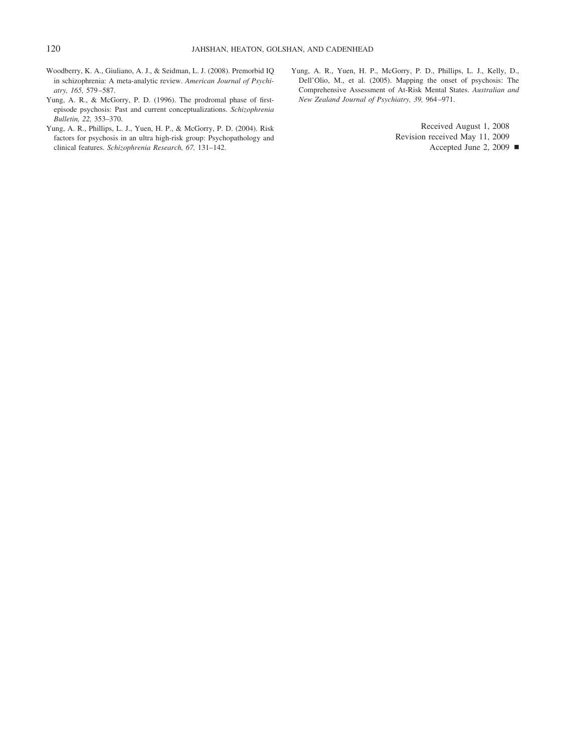Woodberry, K. A., Giuliano, A. J., & Seidman, L. J. (2008). Premorbid IQ in schizophrenia: A meta-analytic review. *American Journal of Psychiatry, 165,* 579–587.

Yung, A. R., & McGorry, P. D. (1996). The prodromal phase of first-episode psychosis: Past and current conceptualizations. *Schizophrenia Bulletin, 22,* 353–370.

Yung, A. R., Phillips, L. J., Yuen, H. P., & McGorry, P. D. (2004). Risk factors for psychosis in an ultra high-risk group: Psychopathology and clinical features. *Schizophrenia Research, 67,* 131–142.

Yung, A. R., Yuen, H. P., McGorry, P. D., Phillips, L. J., Kelly, D., Dell'Olio, M., et al. (2005). Mapping the onset of psychosis: The Comprehensive Assessment of At-Risk Mental States. *Australian and New Zealand Journal of Psychiatry, 39,* 964–971.

Received August 1, 2008
Revision received May 11, 2009
Accepted June 2, 2009 ■